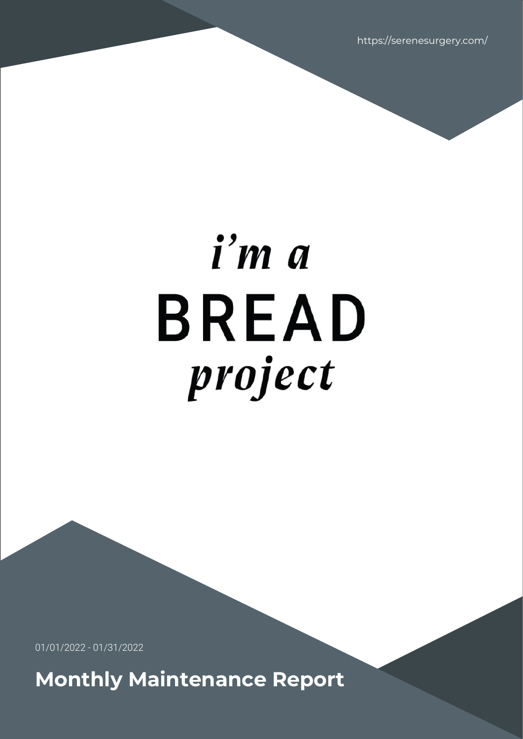https://serenesurgery.com/

i'm a
BREAD
project

01/01/2022 - 01/31/2022

# Monthly Maintenance Report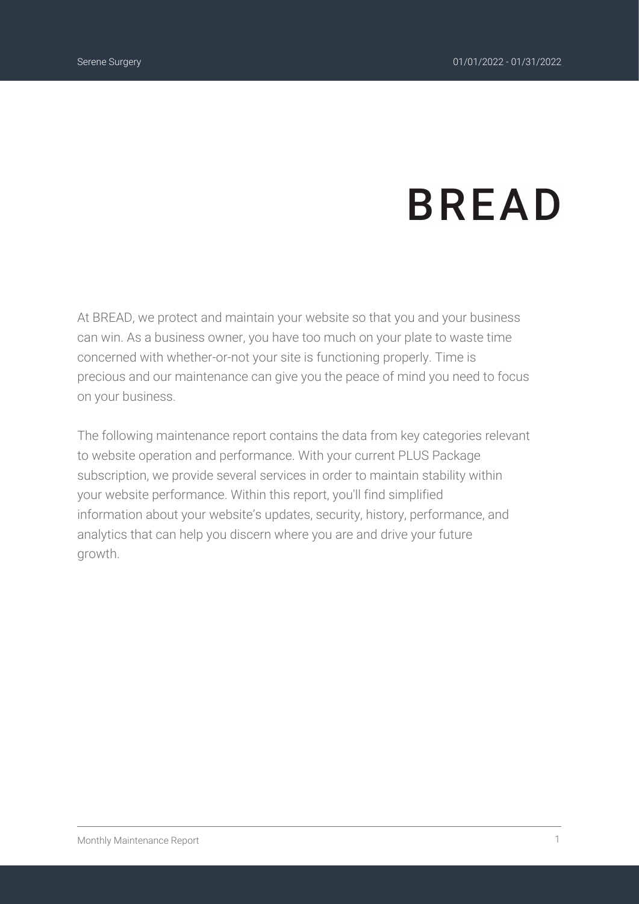# BREAD

At BREAD, we protect and maintain your website so that you and your business can win. As a business owner, you have too much on your plate to waste time concerned with whether-or-not your site is functioning properly. Time is precious and our maintenance can give you the peace of mind you need to focus on your business.

The following maintenance report contains the data from key categories relevant to website operation and performance. With your current PLUS Package subscription, we provide several services in order to maintain stability within your website performance. Within this report, you'll find simplified information about your website's updates, security, history, performance, and analytics that can help you discern where you are and drive your future growth.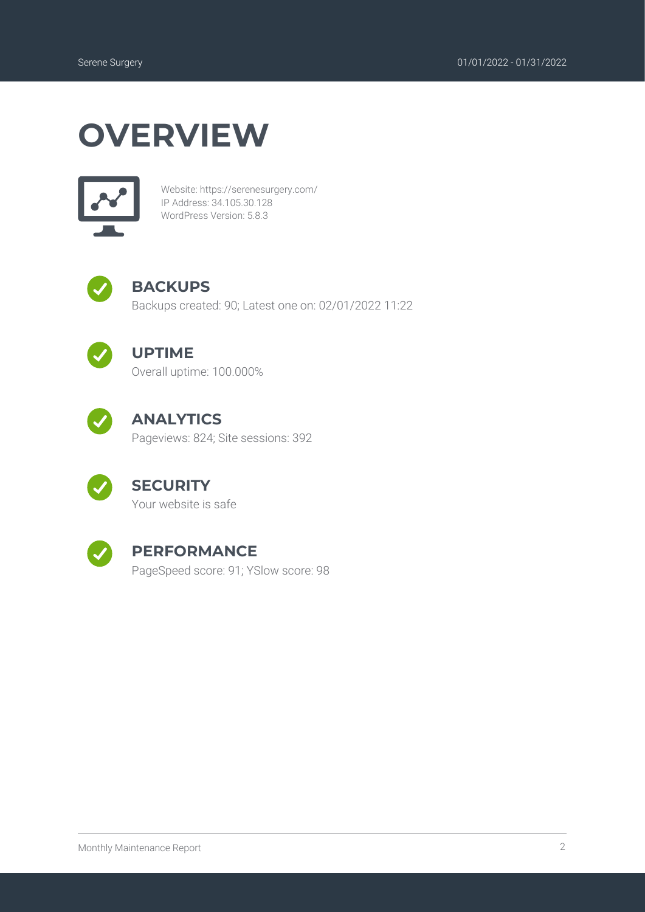# OVERVIEW

Website: https://serenesurgery.com/
IP Address: 34.105.30.128
WordPress Version: 5.8.3

## BACKUPS

Backups created: 90; Latest one on: 02/01/2022 11:22

## UPTIME

Overall uptime: 100.000%

## ANALYTICS

Pageviews: 824; Site sessions: 392

## SECURITY

Your website is safe

## PERFORMANCE

PageSpeed score: 91; YSlow score: 98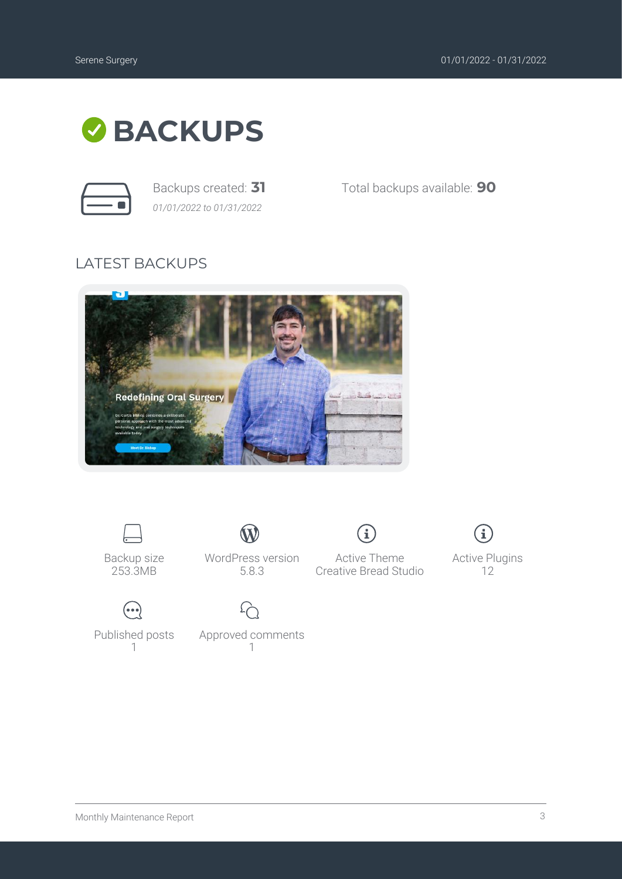# BACKUPS

Backups created: **31**

*01/01/2022 to 01/31/2022*

Total backups available: **90**

## LATEST BACKUPS

Backup size
253.3MB

WordPress version
5.8.3

Active Theme
Creative Bread Studio

Active Plugins
12

Published posts
1

Approved comments
1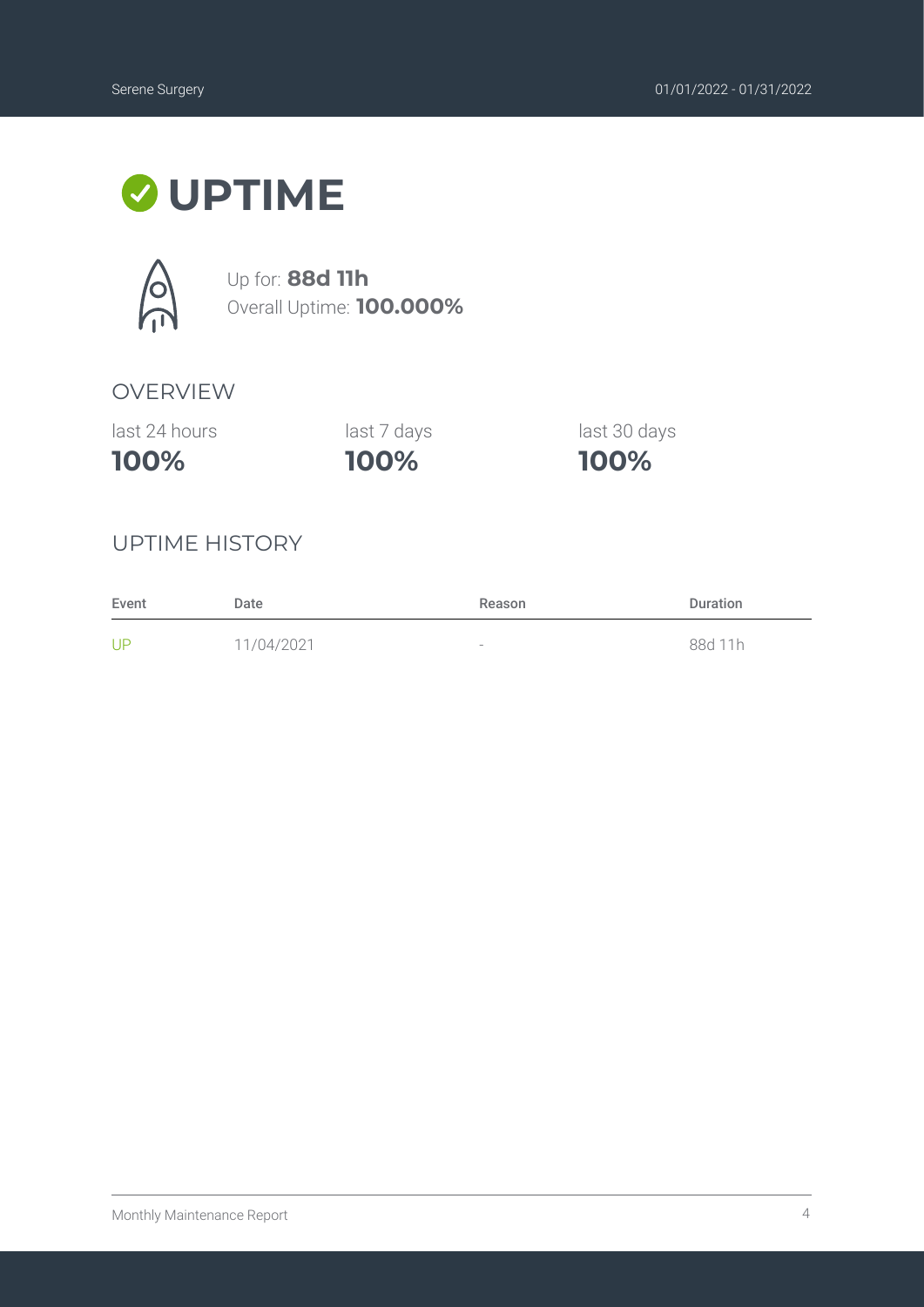# UPTIME

Up for: **88d 11h**
Overall Uptime: **100.000%**

## OVERVIEW

| last 24 hours | last 7 days | last 30 days |
| --- | --- | --- |
| **100%** | **100%** | **100%** |

## UPTIME HISTORY

| Event | Date | Reason | Duration |
| --- | --- | --- | --- |
| UP | 11/04/2021 | - | 88d 11h |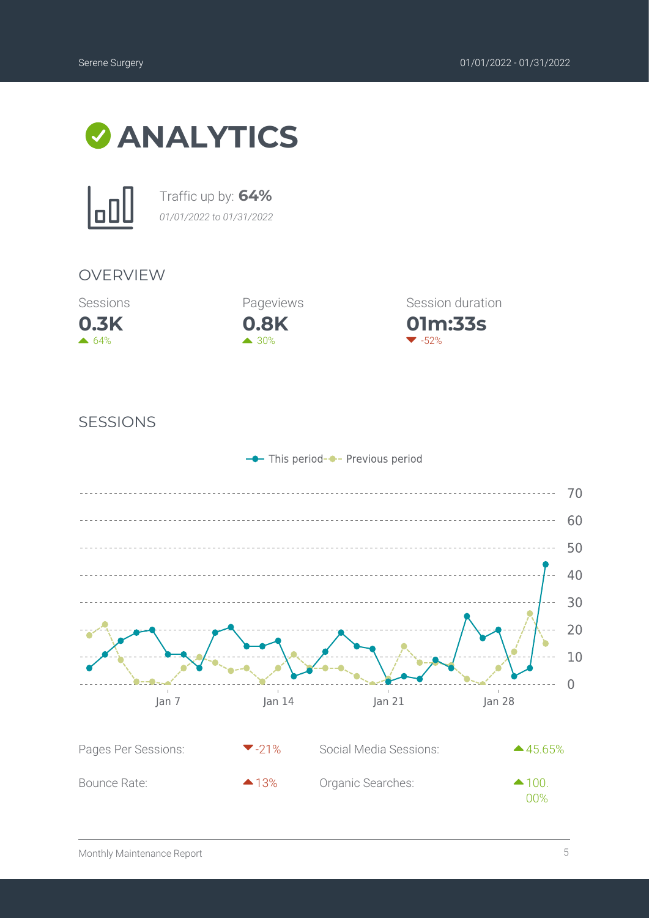# ANALYTICS

Traffic up by: **64%**

*01/01/2022 to 01/31/2022*

## OVERVIEW

| Sessions | Pageviews | Session duration |
|---|---|---|
| **0.3K** | **0.8K** | **01m:33s** |
| ▲ 64% | ▲ 30% | ▼ -52% |

## SESSIONS

| Pages Per Sessions: | ▼-21% | Social Media Sessions: | ▲45.65% |
|---|---|---|---|
| Bounce Rate: | ▲13% | Organic Searches: | ▲100.00% |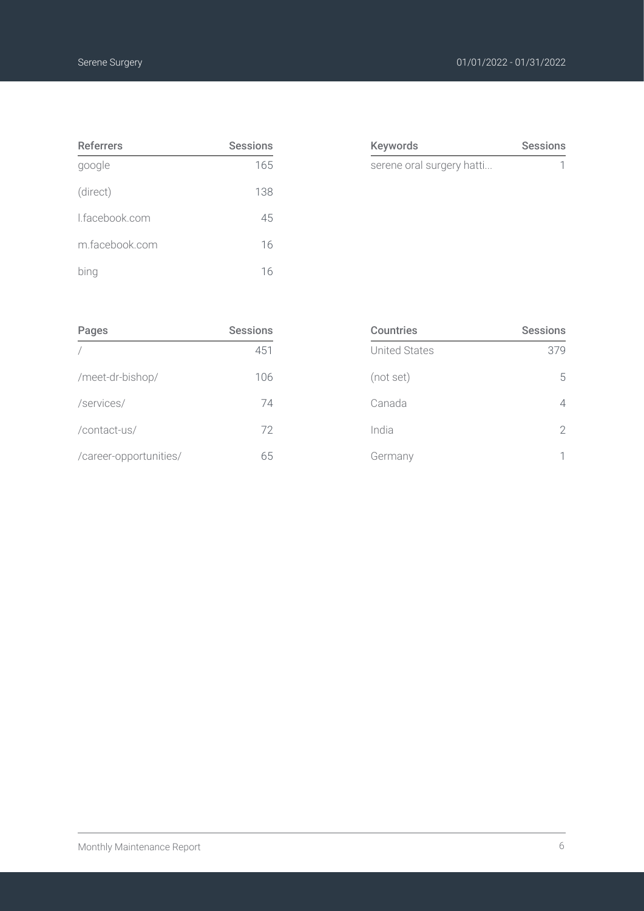| Referrers | Sessions |
| --- | --- |
| google | 165 |
| (direct) | 138 |
| l.facebook.com | 45 |
| m.facebook.com | 16 |
| bing | 16 |

| Keywords | Sessions |
| --- | --- |
| serene oral surgery hatti... | 1 |

| Pages | Sessions |
| --- | --- |
| / | 451 |
| /meet-dr-bishop/ | 106 |
| /services/ | 74 |
| /contact-us/ | 72 |
| /career-opportunities/ | 65 |

| Countries | Sessions |
| --- | --- |
| United States | 379 |
| (not set) | 5 |
| Canada | 4 |
| India | 2 |
| Germany | 1 |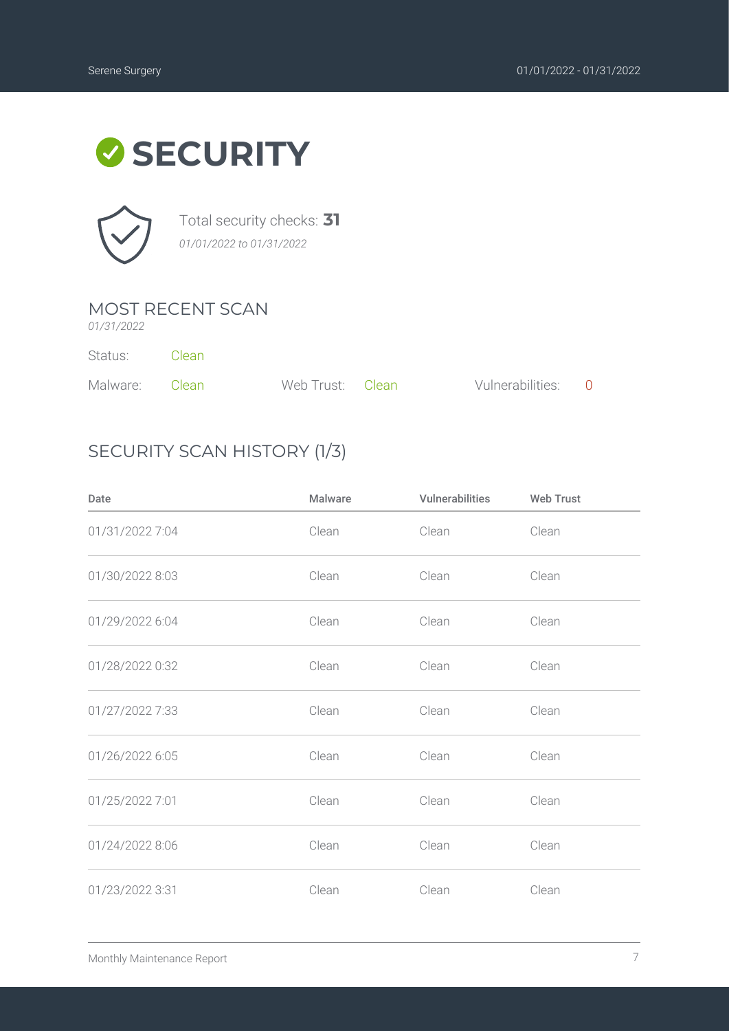# SECURITY

Total security checks: **31**

*01/01/2022 to 01/31/2022*

## MOST RECENT SCAN

*01/31/2022*

Status: Clean

Malware: Clean

Web Trust: Clean

Vulnerabilities: 0

## SECURITY SCAN HISTORY (1/3)

| Date | Malware | Vulnerabilities | Web Trust |
| --- | --- | --- | --- |
| 01/31/2022 7:04 | Clean | Clean | Clean |
| 01/30/2022 8:03 | Clean | Clean | Clean |
| 01/29/2022 6:04 | Clean | Clean | Clean |
| 01/28/2022 0:32 | Clean | Clean | Clean |
| 01/27/2022 7:33 | Clean | Clean | Clean |
| 01/26/2022 6:05 | Clean | Clean | Clean |
| 01/25/2022 7:01 | Clean | Clean | Clean |
| 01/24/2022 8:06 | Clean | Clean | Clean |
| 01/23/2022 3:31 | Clean | Clean | Clean |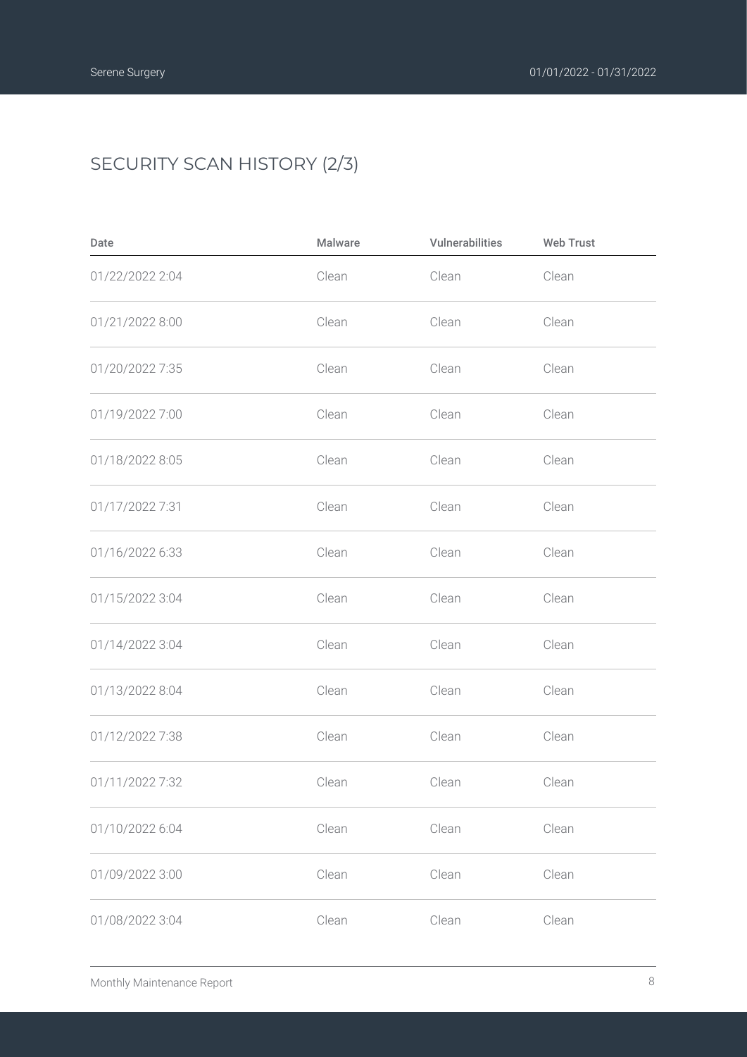## SECURITY SCAN HISTORY (2/3)

| Date | Malware | Vulnerabilities | Web Trust |
| --- | --- | --- | --- |
| 01/22/2022 2:04 | Clean | Clean | Clean |
| 01/21/2022 8:00 | Clean | Clean | Clean |
| 01/20/2022 7:35 | Clean | Clean | Clean |
| 01/19/2022 7:00 | Clean | Clean | Clean |
| 01/18/2022 8:05 | Clean | Clean | Clean |
| 01/17/2022 7:31 | Clean | Clean | Clean |
| 01/16/2022 6:33 | Clean | Clean | Clean |
| 01/15/2022 3:04 | Clean | Clean | Clean |
| 01/14/2022 3:04 | Clean | Clean | Clean |
| 01/13/2022 8:04 | Clean | Clean | Clean |
| 01/12/2022 7:38 | Clean | Clean | Clean |
| 01/11/2022 7:32 | Clean | Clean | Clean |
| 01/10/2022 6:04 | Clean | Clean | Clean |
| 01/09/2022 3:00 | Clean | Clean | Clean |
| 01/08/2022 3:04 | Clean | Clean | Clean |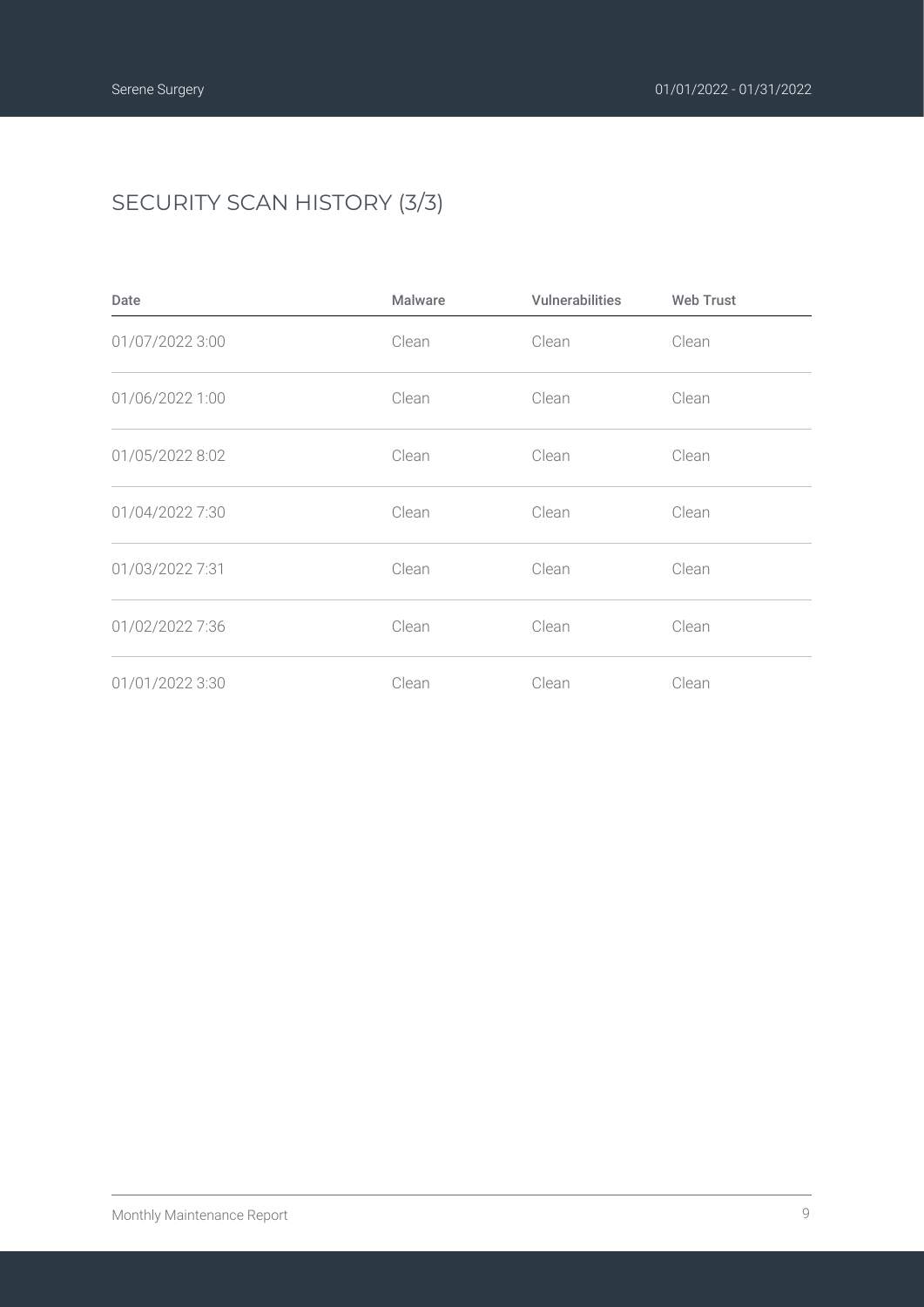# SECURITY SCAN HISTORY (3/3)

| Date | Malware | Vulnerabilities | Web Trust |
|---|---|---|---|
| 01/07/2022 3:00 | Clean | Clean | Clean |
| 01/06/2022 1:00 | Clean | Clean | Clean |
| 01/05/2022 8:02 | Clean | Clean | Clean |
| 01/04/2022 7:30 | Clean | Clean | Clean |
| 01/03/2022 7:31 | Clean | Clean | Clean |
| 01/02/2022 7:36 | Clean | Clean | Clean |
| 01/01/2022 3:30 | Clean | Clean | Clean |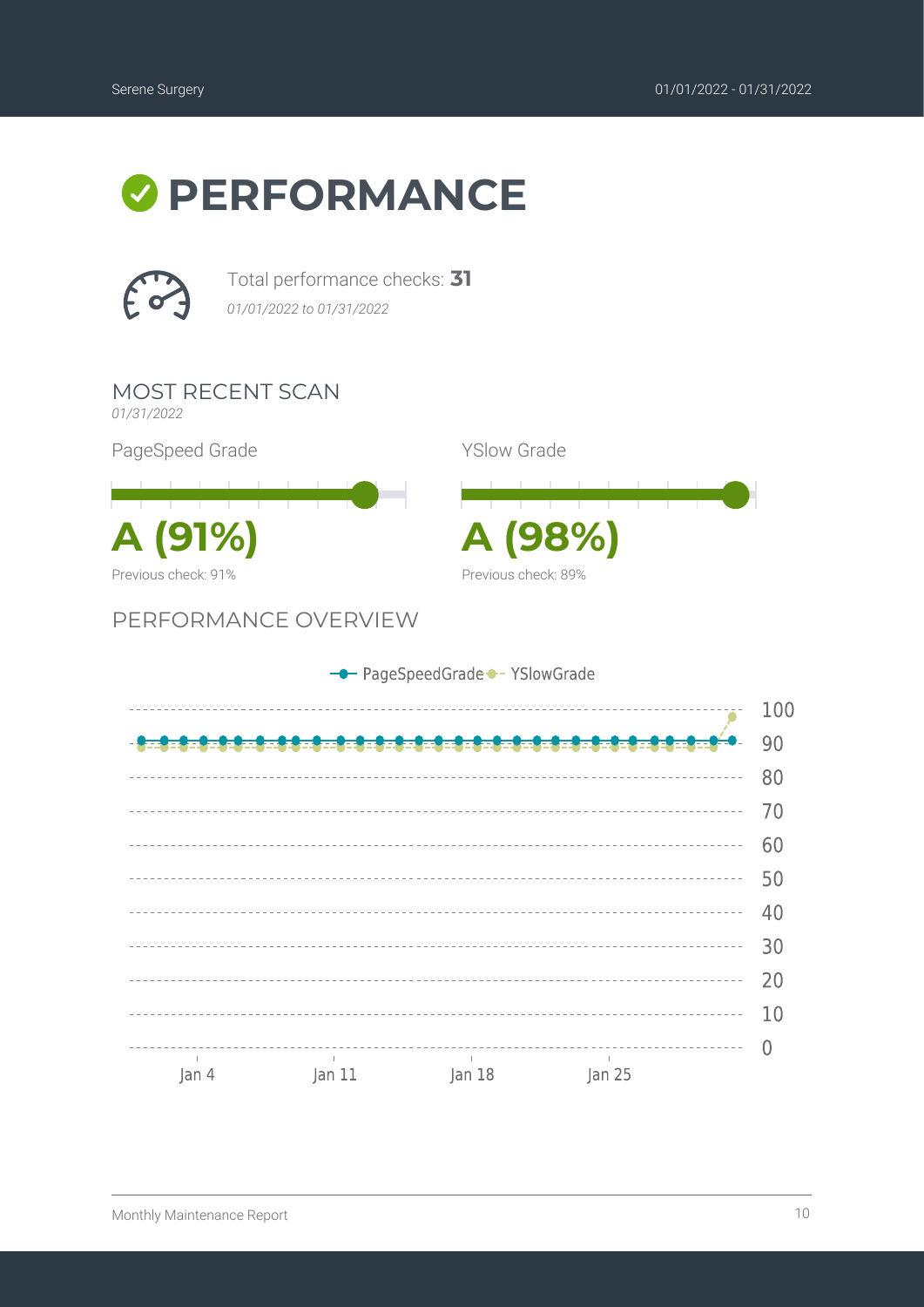# PERFORMANCE

Total performance checks: **31**

*01/01/2022 to 01/31/2022*

## MOST RECENT SCAN

*01/31/2022*

PageSpeed Grade

**A (91%)**

Previous check: 91%

YSlow Grade

**A (98%)**

Previous check: 89%

## PERFORMANCE OVERVIEW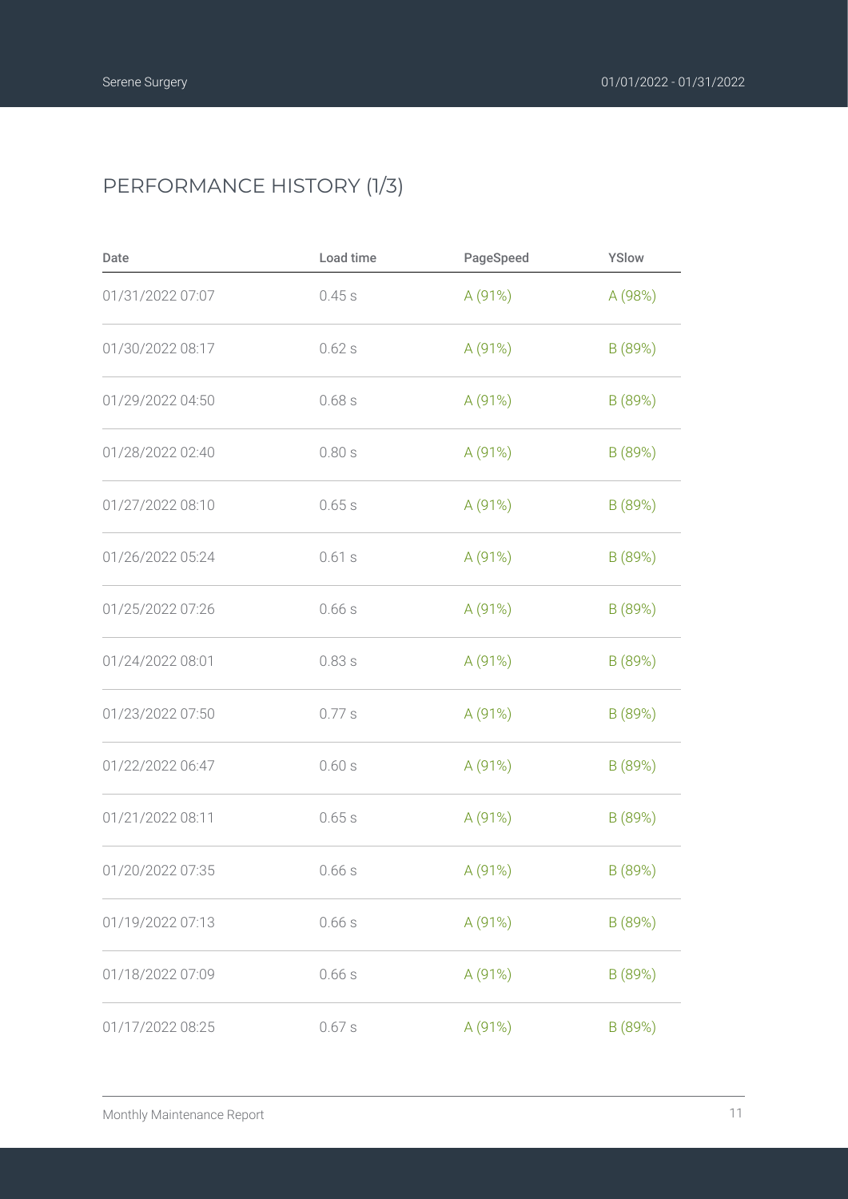## PERFORMANCE HISTORY (1/3)

| Date | Load time | PageSpeed | YSlow |
|---|---|---|---|
| 01/31/2022 07:07 | 0.45 s | A (91%) | A (98%) |
| 01/30/2022 08:17 | 0.62 s | A (91%) | B (89%) |
| 01/29/2022 04:50 | 0.68 s | A (91%) | B (89%) |
| 01/28/2022 02:40 | 0.80 s | A (91%) | B (89%) |
| 01/27/2022 08:10 | 0.65 s | A (91%) | B (89%) |
| 01/26/2022 05:24 | 0.61 s | A (91%) | B (89%) |
| 01/25/2022 07:26 | 0.66 s | A (91%) | B (89%) |
| 01/24/2022 08:01 | 0.83 s | A (91%) | B (89%) |
| 01/23/2022 07:50 | 0.77 s | A (91%) | B (89%) |
| 01/22/2022 06:47 | 0.60 s | A (91%) | B (89%) |
| 01/21/2022 08:11 | 0.65 s | A (91%) | B (89%) |
| 01/20/2022 07:35 | 0.66 s | A (91%) | B (89%) |
| 01/19/2022 07:13 | 0.66 s | A (91%) | B (89%) |
| 01/18/2022 07:09 | 0.66 s | A (91%) | B (89%) |
| 01/17/2022 08:25 | 0.67 s | A (91%) | B (89%) |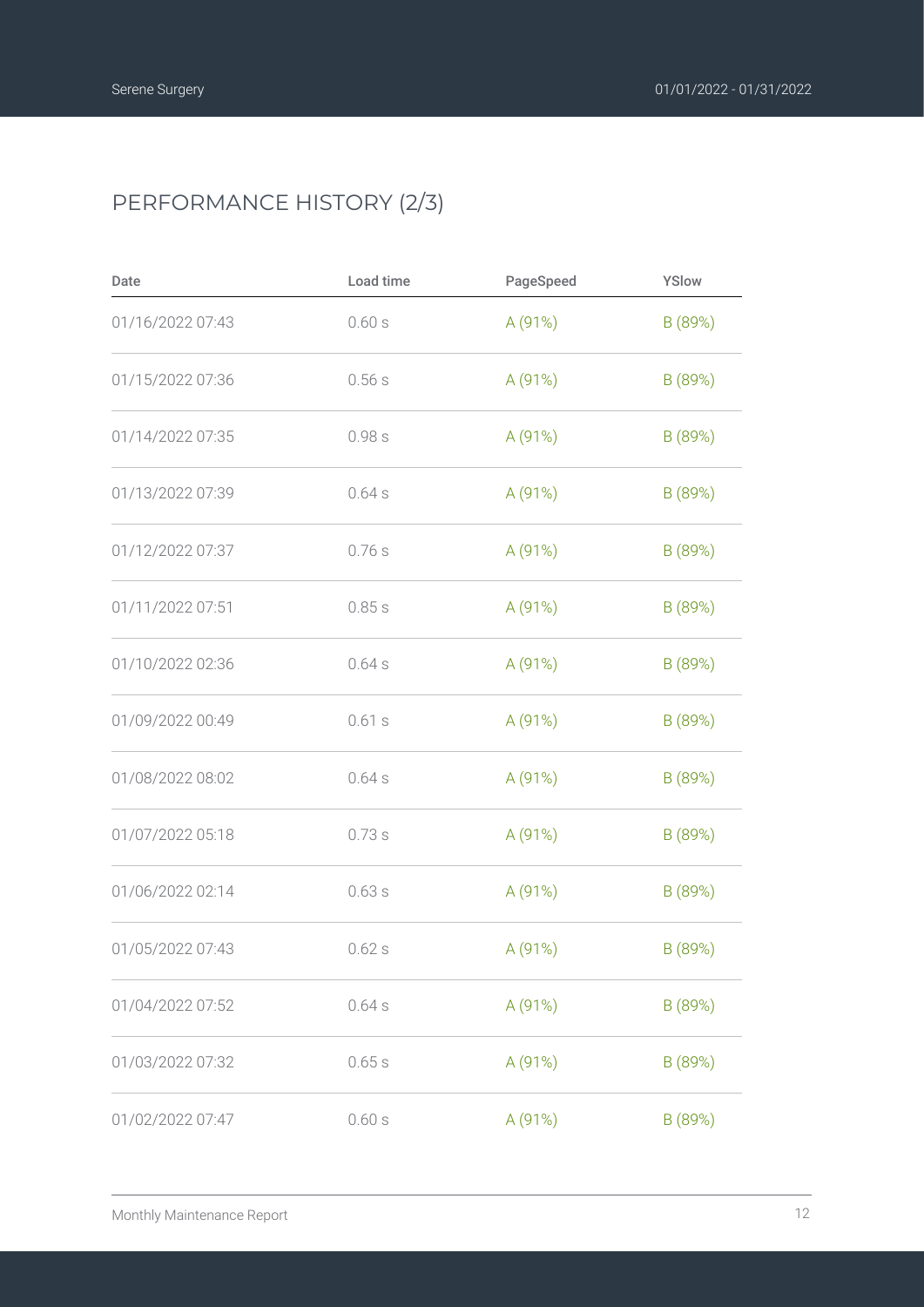## PERFORMANCE HISTORY (2/3)

| Date | Load time | PageSpeed | YSlow |
|---|---|---|---|
| 01/16/2022 07:43 | 0.60 s | A (91%) | B (89%) |
| 01/15/2022 07:36 | 0.56 s | A (91%) | B (89%) |
| 01/14/2022 07:35 | 0.98 s | A (91%) | B (89%) |
| 01/13/2022 07:39 | 0.64 s | A (91%) | B (89%) |
| 01/12/2022 07:37 | 0.76 s | A (91%) | B (89%) |
| 01/11/2022 07:51 | 0.85 s | A (91%) | B (89%) |
| 01/10/2022 02:36 | 0.64 s | A (91%) | B (89%) |
| 01/09/2022 00:49 | 0.61 s | A (91%) | B (89%) |
| 01/08/2022 08:02 | 0.64 s | A (91%) | B (89%) |
| 01/07/2022 05:18 | 0.73 s | A (91%) | B (89%) |
| 01/06/2022 02:14 | 0.63 s | A (91%) | B (89%) |
| 01/05/2022 07:43 | 0.62 s | A (91%) | B (89%) |
| 01/04/2022 07:52 | 0.64 s | A (91%) | B (89%) |
| 01/03/2022 07:32 | 0.65 s | A (91%) | B (89%) |
| 01/02/2022 07:47 | 0.60 s | A (91%) | B (89%) |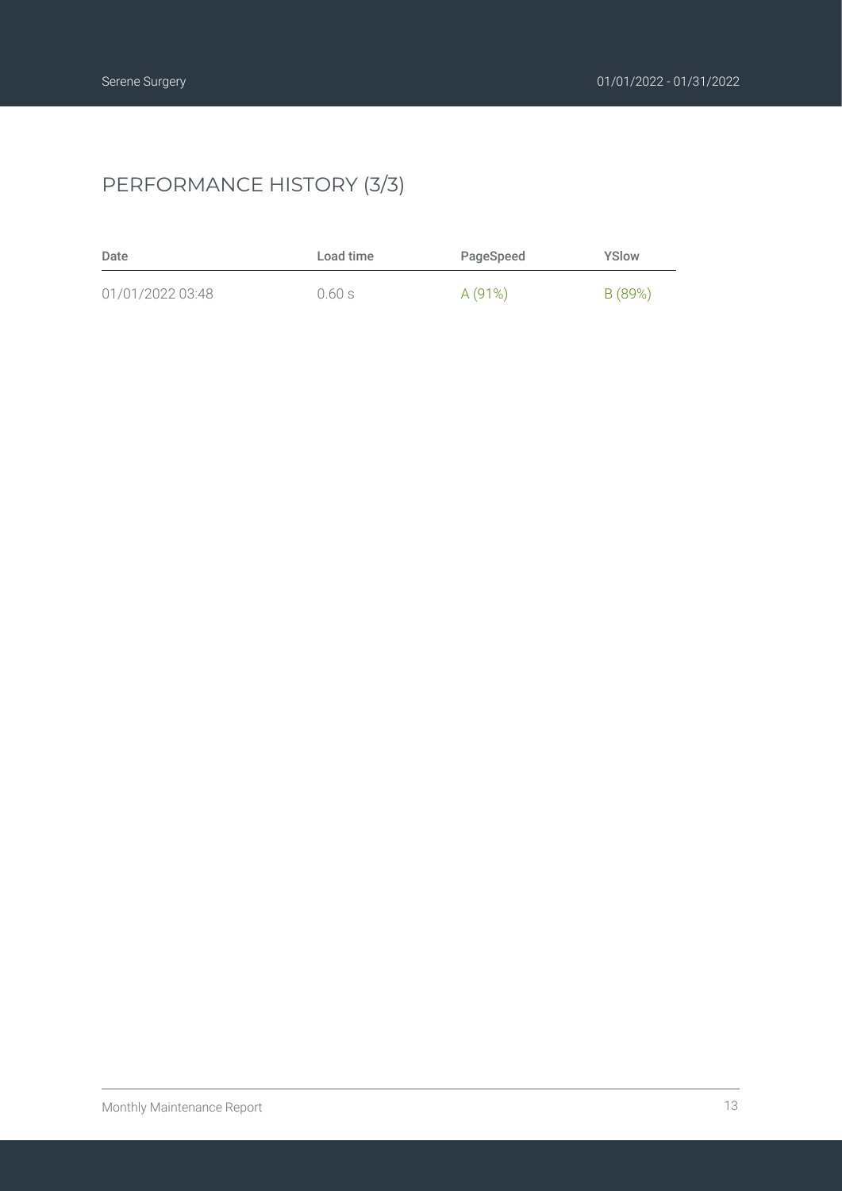## PERFORMANCE HISTORY (3/3)

| Date | Load time | PageSpeed | YSlow |
| --- | --- | --- | --- |
| 01/01/2022 03:48 | 0.60 s | A (91%) | B (89%) |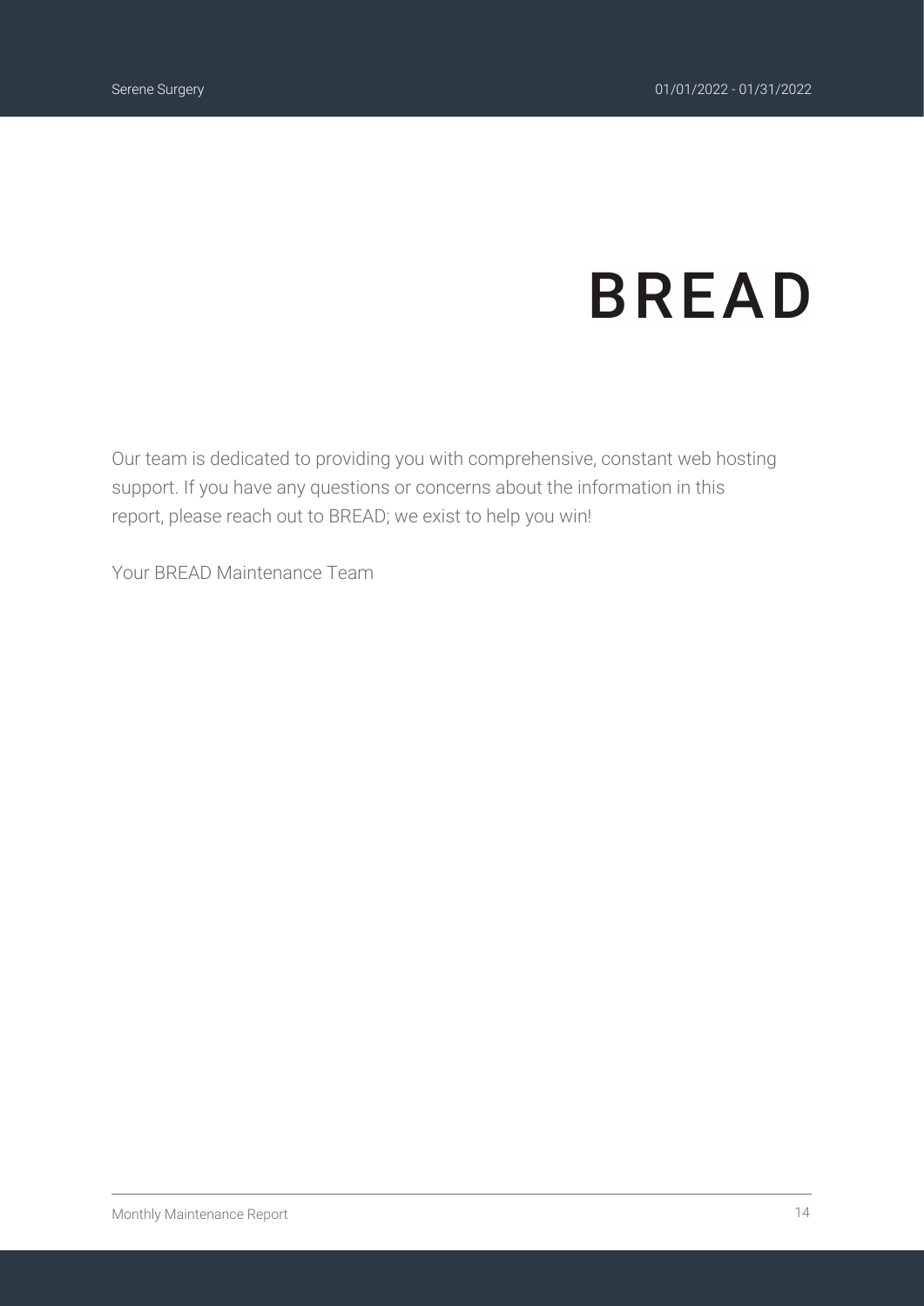# BREAD

Our team is dedicated to providing you with comprehensive, constant web hosting support. If you have any questions or concerns about the information in this report, please reach out to BREAD; we exist to help you win!

Your BREAD Maintenance Team